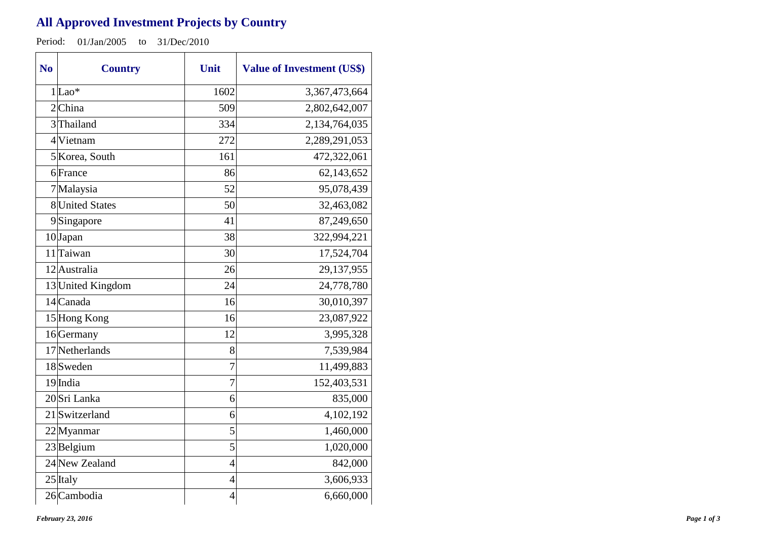# All Approved Investment Projects by Country

Period: 01/Jan/2005 to 31/Dec/2010

| No | Country | Unit | Value of Investment (US$) |
|---|---|---|---|
| 1 | Lao* | 1602 | 3,367,473,664 |
| 2 | China | 509 | 2,802,642,007 |
| 3 | Thailand | 334 | 2,134,764,035 |
| 4 | Vietnam | 272 | 2,289,291,053 |
| 5 | Korea, South | 161 | 472,322,061 |
| 6 | France | 86 | 62,143,652 |
| 7 | Malaysia | 52 | 95,078,439 |
| 8 | United States | 50 | 32,463,082 |
| 9 | Singapore | 41 | 87,249,650 |
| 10 | Japan | 38 | 322,994,221 |
| 11 | Taiwan | 30 | 17,524,704 |
| 12 | Australia | 26 | 29,137,955 |
| 13 | United Kingdom | 24 | 24,778,780 |
| 14 | Canada | 16 | 30,010,397 |
| 15 | Hong Kong | 16 | 23,087,922 |
| 16 | Germany | 12 | 3,995,328 |
| 17 | Netherlands | 8 | 7,539,984 |
| 18 | Sweden | 7 | 11,499,883 |
| 19 | India | 7 | 152,403,531 |
| 20 | Sri Lanka | 6 | 835,000 |
| 21 | Switzerland | 6 | 4,102,192 |
| 22 | Myanmar | 5 | 1,460,000 |
| 23 | Belgium | 5 | 1,020,000 |
| 24 | New Zealand | 4 | 842,000 |
| 25 | Italy | 4 | 3,606,933 |
| 26 | Cambodia | 4 | 6,660,000 |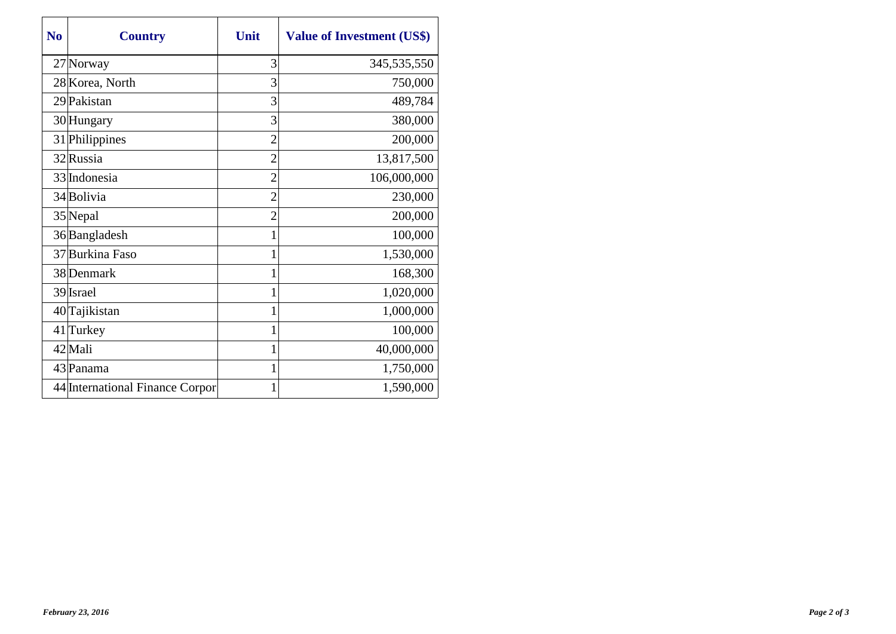| No | Country | Unit | Value of Investment (US$) |
|---|---|---|---|
| 27 | Norway | 3 | 345,535,550 |
| 28 | Korea, North | 3 | 750,000 |
| 29 | Pakistan | 3 | 489,784 |
| 30 | Hungary | 3 | 380,000 |
| 31 | Philippines | 2 | 200,000 |
| 32 | Russia | 2 | 13,817,500 |
| 33 | Indonesia | 2 | 106,000,000 |
| 34 | Bolivia | 2 | 230,000 |
| 35 | Nepal | 2 | 200,000 |
| 36 | Bangladesh | 1 | 100,000 |
| 37 | Burkina Faso | 1 | 1,530,000 |
| 38 | Denmark | 1 | 168,300 |
| 39 | Israel | 1 | 1,020,000 |
| 40 | Tajikistan | 1 | 1,000,000 |
| 41 | Turkey | 1 | 100,000 |
| 42 | Mali | 1 | 40,000,000 |
| 43 | Panama | 1 | 1,750,000 |
| 44 | International Finance Corpor | 1 | 1,590,000 |

*February 23, 2016*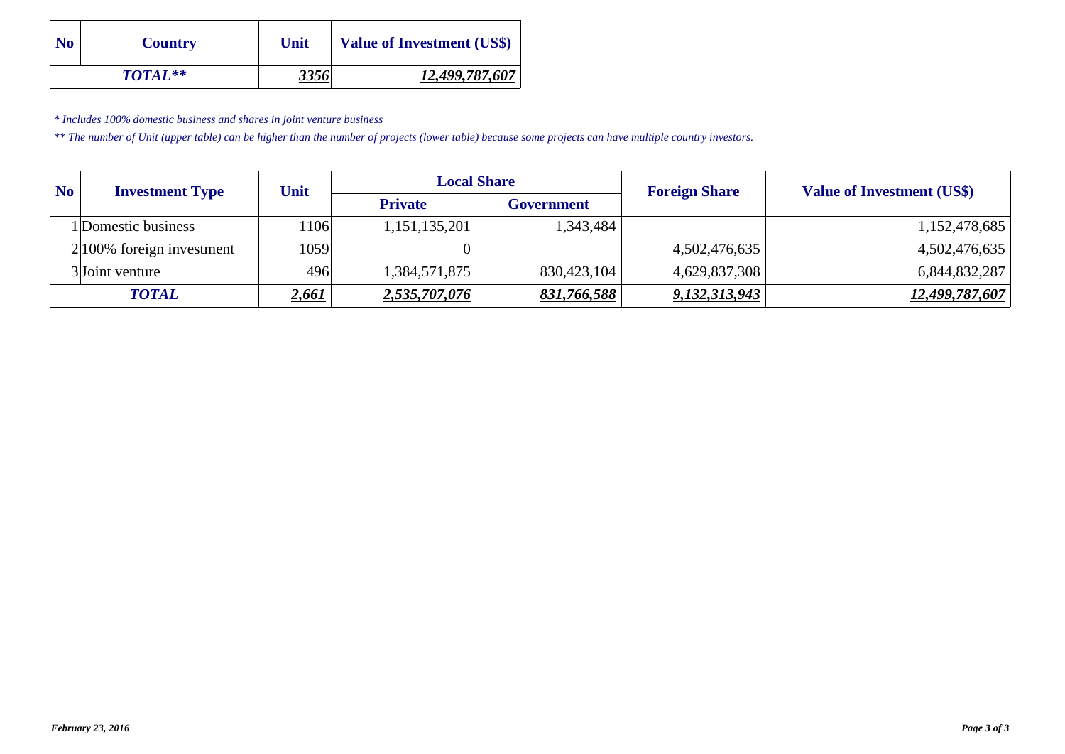| No | Country | Unit | Value of Investment (US$) |
|---|---|---|---|
| ***TOTAL**** | | ***3356*** | ***12,499,787,607*** |

*\* Includes 100% domestic business and shares in joint venture business*

*\*\* The number of Unit (upper table) can be higher than the number of projects (lower table) because some projects can have multiple country investors.*

| No | Investment Type | Unit | Local Share | | Foreign Share | Value of Investment (US$) |
|---|---|---|---|---|---|---|
| | | | Private | Government | | |
| 1 | Domestic business | 1106 | 1,151,135,201 | 1,343,484 | | 1,152,478,685 |
| 2 | 100% foreign investment | 1059 | 0 | | 4,502,476,635 | 4,502,476,635 |
| 3 | Joint venture | 496 | 1,384,571,875 | 830,423,104 | 4,629,837,308 | 6,844,832,287 |
| ***TOTAL*** | | ***2,661*** | ***2,535,707,076*** | ***831,766,588*** | ***9,132,313,943*** | ***12,499,787,607*** |

*February 23, 2016*